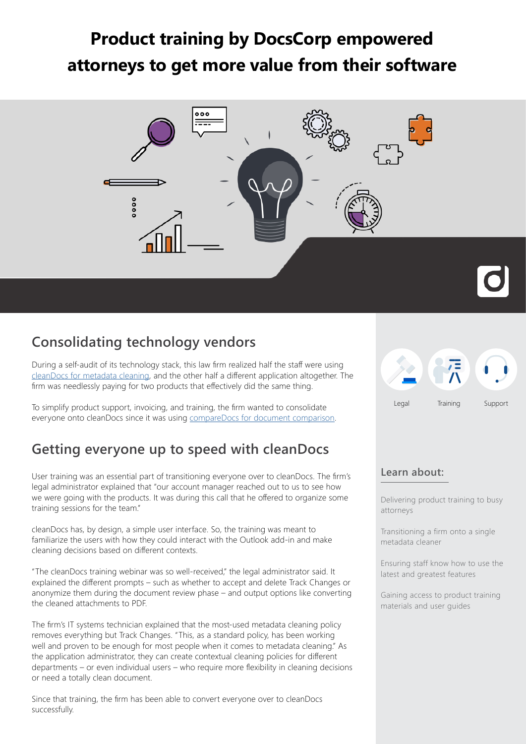# Product training by DocsCorp empowered attorneys to get more value from their software

## Consolidating technology vendors

During a self-audit of its technology stack, this law firm realized half the staff were using [cleanDocs for metadata cleaning](), and the other half a different application altogether. The firm was needlessly paying for two products that effectively did the same thing.

To simplify product support, invoicing, and training, the firm wanted to consolidate everyone onto cleanDocs since it was using [compareDocs for document comparison]().

## Getting everyone up to speed with cleanDocs

User training was an essential part of transitioning everyone over to cleanDocs. The firm's legal administrator explained that "our account manager reached out to us to see how we were going with the products. It was during this call that he offered to organize some training sessions for the team."

cleanDocs has, by design, a simple user interface. So, the training was meant to familiarize the users with how they could interact with the Outlook add-in and make cleaning decisions based on different contexts.

"The cleanDocs training webinar was so well-received," the legal administrator said. It explained the different prompts – such as whether to accept and delete Track Changes or anonymize them during the document review phase – and output options like converting the cleaned attachments to PDF.

The firm's IT systems technician explained that the most-used metadata cleaning policy removes everything but Track Changes. "This, as a standard policy, has been working well and proven to be enough for most people when it comes to metadata cleaning." As the application administrator, they can create contextual cleaning policies for different departments – or even individual users – who require more flexibility in cleaning decisions or need a totally clean document.

Since that training, the firm has been able to convert everyone over to cleanDocs successfully.

Legal | Training | Support

### Learn about:

- Delivering product training to busy attorneys
- Transitioning a firm onto a single metadata cleaner
- Ensuring staff know how to use the latest and greatest features
- Gaining access to product training materials and user guides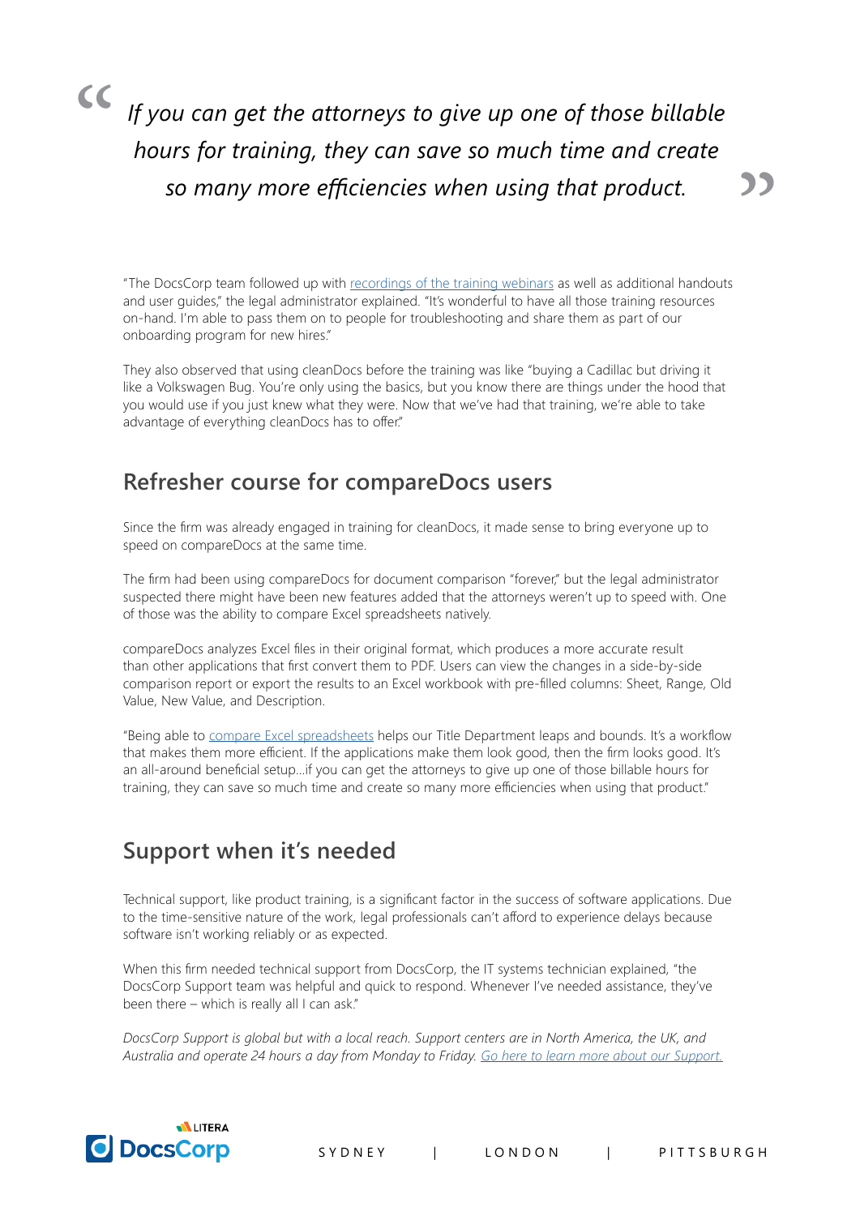> *If you can get the attorneys to give up one of those billable hours for training, they can save so much time and create so many more efficiencies when using that product.*

"The DocsCorp team followed up with recordings of the training webinars as well as additional handouts and user guides," the legal administrator explained. "It's wonderful to have all those training resources on-hand. I'm able to pass them on to people for troubleshooting and share them as part of our onboarding program for new hires."

They also observed that using cleanDocs before the training was like "buying a Cadillac but driving it like a Volkswagen Bug. You're only using the basics, but you know there are things under the hood that you would use if you just knew what they were. Now that we've had that training, we're able to take advantage of everything cleanDocs has to offer."

## Refresher course for compareDocs users

Since the firm was already engaged in training for cleanDocs, it made sense to bring everyone up to speed on compareDocs at the same time.

The firm had been using compareDocs for document comparison "forever," but the legal administrator suspected there might have been new features added that the attorneys weren't up to speed with. One of those was the ability to compare Excel spreadsheets natively.

compareDocs analyzes Excel files in their original format, which produces a more accurate result than other applications that first convert them to PDF. Users can view the changes in a side-by-side comparison report or export the results to an Excel workbook with pre-filled columns: Sheet, Range, Old Value, New Value, and Description.

"Being able to compare Excel spreadsheets helps our Title Department leaps and bounds. It's a workflow that makes them more efficient. If the applications make them look good, then the firm looks good. It's an all-around beneficial setup...if you can get the attorneys to give up one of those billable hours for training, they can save so much time and create so many more efficiencies when using that product."

## Support when it's needed

Technical support, like product training, is a significant factor in the success of software applications. Due to the time-sensitive nature of the work, legal professionals can't afford to experience delays because software isn't working reliably or as expected.

When this firm needed technical support from DocsCorp, the IT systems technician explained, "the DocsCorp Support team was helpful and quick to respond. Whenever I've needed assistance, they've been there – which is really all I can ask."

*DocsCorp Support is global but with a local reach. Support centers are in North America, the UK, and Australia and operate 24 hours a day from Monday to Friday. Go here to learn more about our Support.*

LITERA DocsCorp

SYDNEY | LONDON | PITTSBURGH